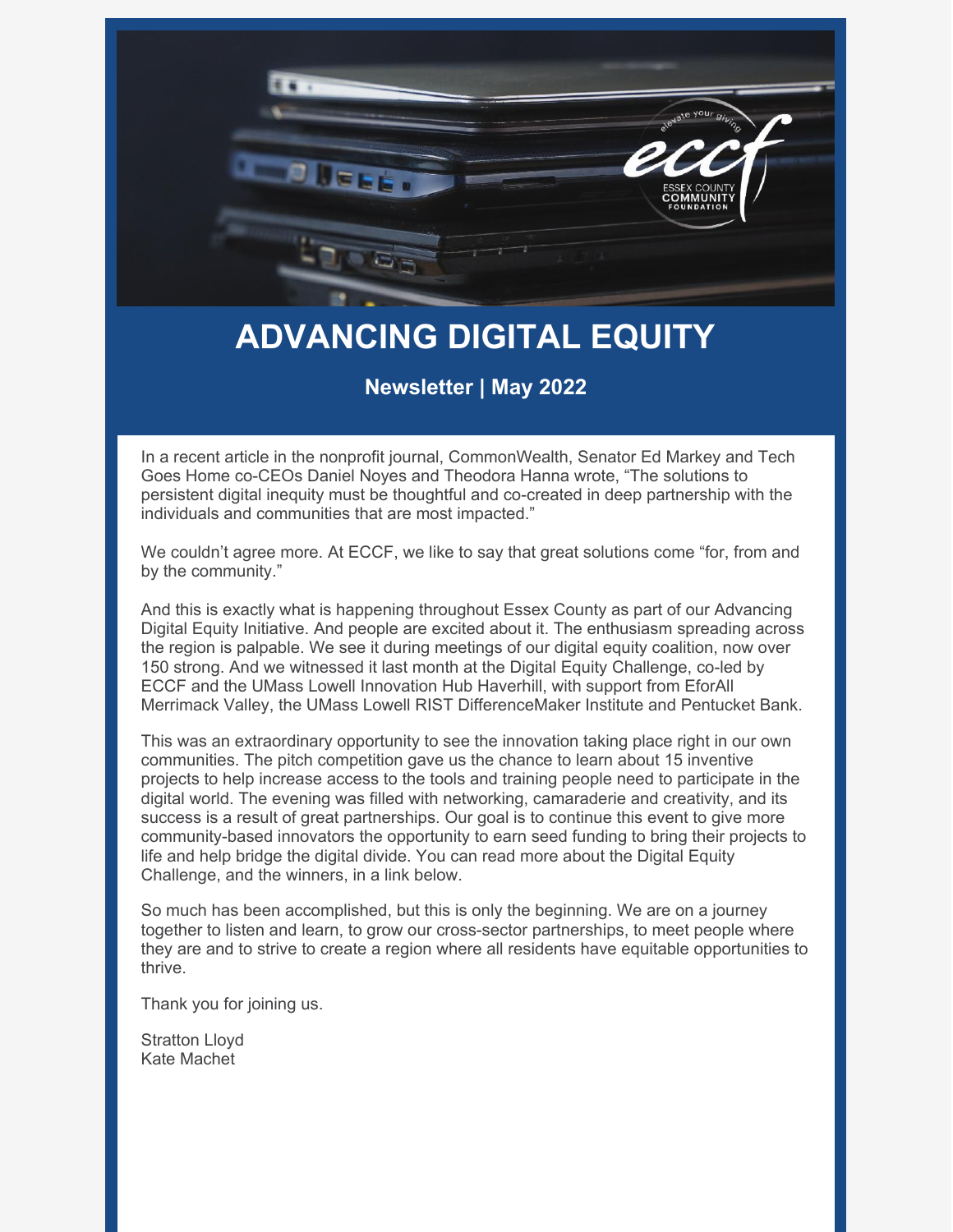# ADVANCING DIGITAL EQUITY

### Newsletter | May 2022

In a recent article in the nonprofit journal, CommonWealth, Senator Ed Markey and Tech Goes Home co-CEOs Daniel Noyes and Theodora Hanna wrote, "The solutions to persistent digital inequity must be thoughtful and co-created in deep partnership with the individuals and communities that are most impacted."

We couldn't agree more. At ECCF, we like to say that great solutions come "for, from and by the community."

And this is exactly what is happening throughout Essex County as part of our Advancing Digital Equity Initiative. And people are excited about it. The enthusiasm spreading across the region is palpable. We see it during meetings of our digital equity coalition, now over 150 strong. And we witnessed it last month at the Digital Equity Challenge, co-led by ECCF and the UMass Lowell Innovation Hub Haverhill, with support from EforAll Merrimack Valley, the UMass Lowell RIST DifferenceMaker Institute and Pentucket Bank.

This was an extraordinary opportunity to see the innovation taking place right in our own communities. The pitch competition gave us the chance to learn about 15 inventive projects to help increase access to the tools and training people need to participate in the digital world. The evening was filled with networking, camaraderie and creativity, and its success is a result of great partnerships. Our goal is to continue this event to give more community-based innovators the opportunity to earn seed funding to bring their projects to life and help bridge the digital divide. You can read more about the Digital Equity Challenge, and the winners, in a link below.

So much has been accomplished, but this is only the beginning. We are on a journey together to listen and learn, to grow our cross-sector partnerships, to meet people where they are and to strive to create a region where all residents have equitable opportunities to thrive.

Thank you for joining us.

Stratton Lloyd
Kate Machet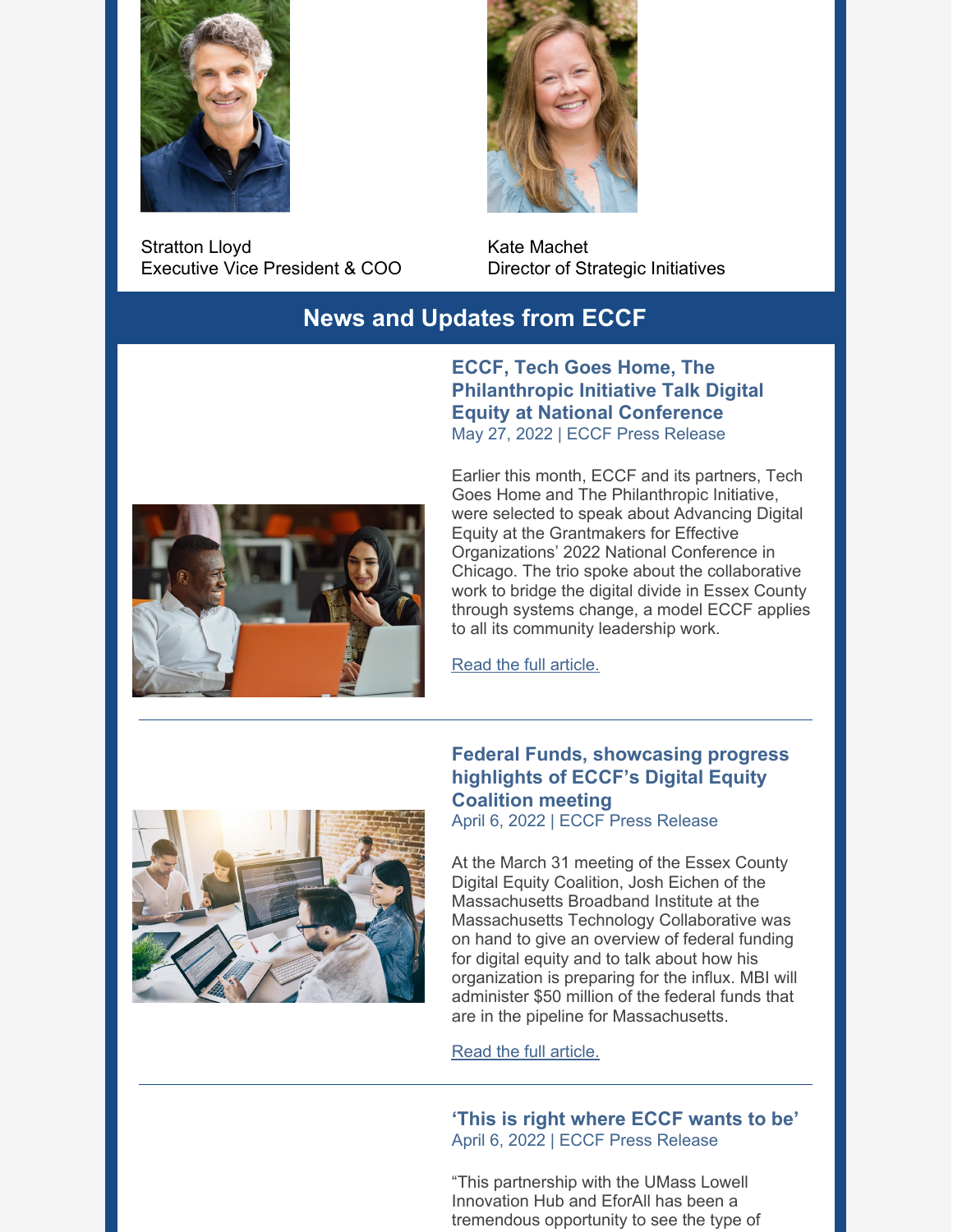Stratton Lloyd
Executive Vice President & COO

Kate Machet
Director of Strategic Initiatives

## News and Updates from ECCF

### ECCF, Tech Goes Home, The Philanthropic Initiative Talk Digital Equity at National Conference

May 27, 2022 | ECCF Press Release

Earlier this month, ECCF and its partners, Tech Goes Home and The Philanthropic Initiative, were selected to speak about Advancing Digital Equity at the Grantmakers for Effective Organizations' 2022 National Conference in Chicago. The trio spoke about the collaborative work to bridge the digital divide in Essex County through systems change, a model ECCF applies to all its community leadership work.

Read the full article.

---

### Federal Funds, showcasing progress highlights of ECCF's Digital Equity Coalition meeting

April 6, 2022 | ECCF Press Release

At the March 31 meeting of the Essex County Digital Equity Coalition, Josh Eichen of the Massachusetts Broadband Institute at the Massachusetts Technology Collaborative was on hand to give an overview of federal funding for digital equity and to talk about how his organization is preparing for the influx. MBI will administer $50 million of the federal funds that are in the pipeline for Massachusetts.

Read the full article.

---

### 'This is right where ECCF wants to be'

April 6, 2022 | ECCF Press Release

"This partnership with the UMass Lowell Innovation Hub and EforAll has been a tremendous opportunity to see the type of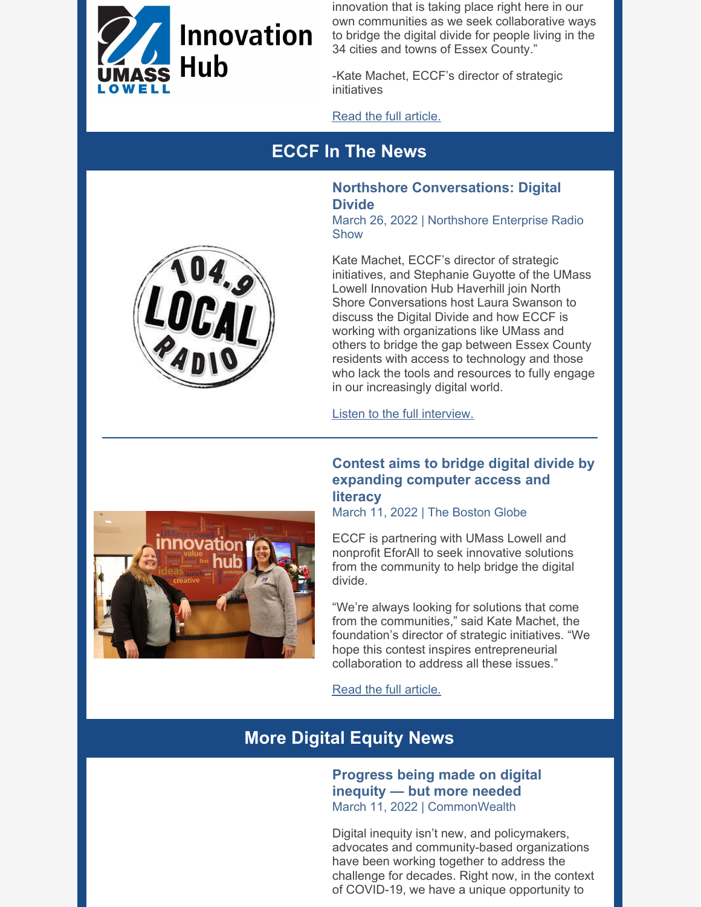innovation that is taking place right here in our own communities as we seek collaborative ways to bridge the digital divide for people living in the 34 cities and towns of Essex County."

-Kate Machet, ECCF's director of strategic initiatives

Read the full article.

## ECCF In The News

### Northshore Conversations: Digital Divide

March 26, 2022 | Northshore Enterprise Radio Show

Kate Machet, ECCF's director of strategic initiatives, and Stephanie Guyotte of the UMass Lowell Innovation Hub Haverhill join North Shore Conversations host Laura Swanson to discuss the Digital Divide and how ECCF is working with organizations like UMass and others to bridge the gap between Essex County residents with access to technology and those who lack the tools and resources to fully engage in our increasingly digital world.

Listen to the full interview.

---

### Contest aims to bridge digital divide by expanding computer access and literacy

March 11, 2022 | The Boston Globe

ECCF is partnering with UMass Lowell and nonprofit EforAll to seek innovative solutions from the community to help bridge the digital divide.

"We're always looking for solutions that come from the communities," said Kate Machet, the foundation's director of strategic initiatives. "We hope this contest inspires entrepreneurial collaboration to address all these issues."

Read the full article.

## More Digital Equity News

### Progress being made on digital inequity — but more needed

March 11, 2022 | CommonWealth

Digital inequity isn't new, and policymakers, advocates and community-based organizations have been working together to address the challenge for decades. Right now, in the context of COVID-19, we have a unique opportunity to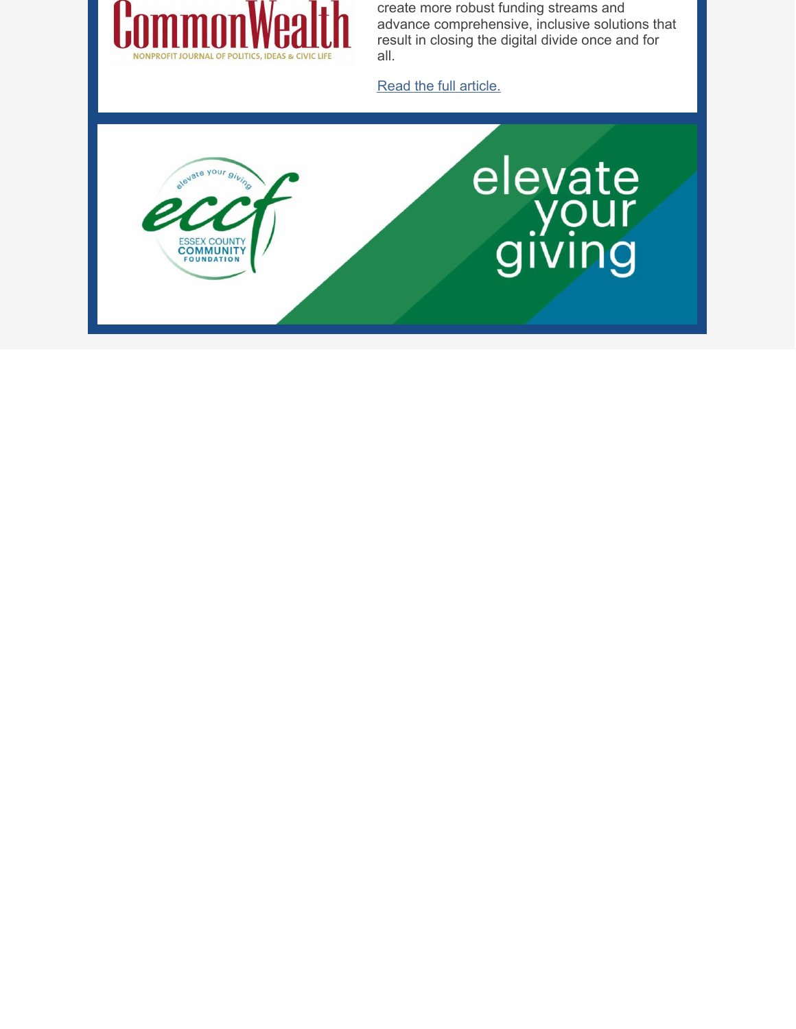create more robust funding streams and advance comprehensive, inclusive solutions that result in closing the digital divide once and for all.

Read the full article.